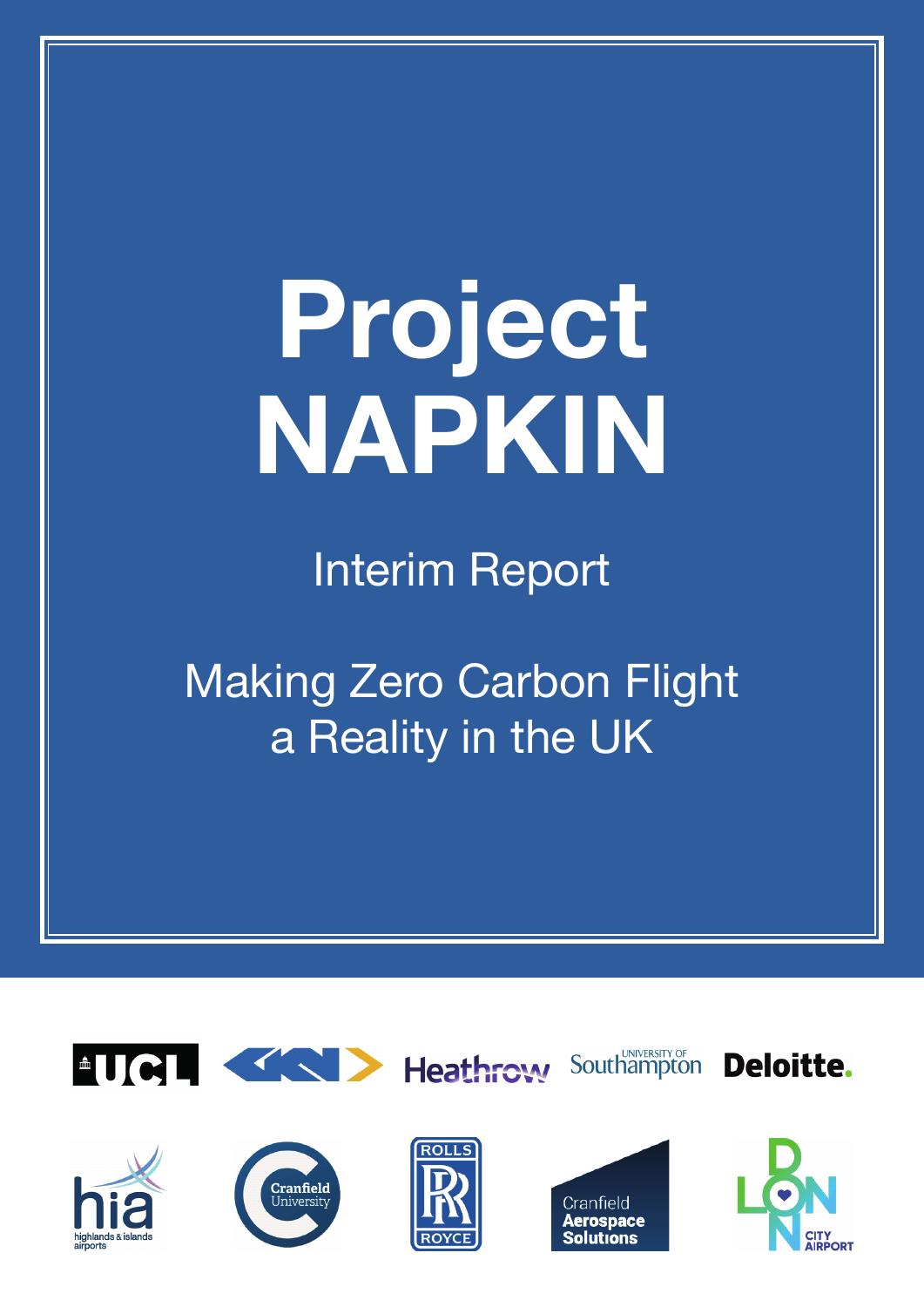# Project NAPKIN

## Interim Report

## Making Zero Carbon Flight a Reality in the UK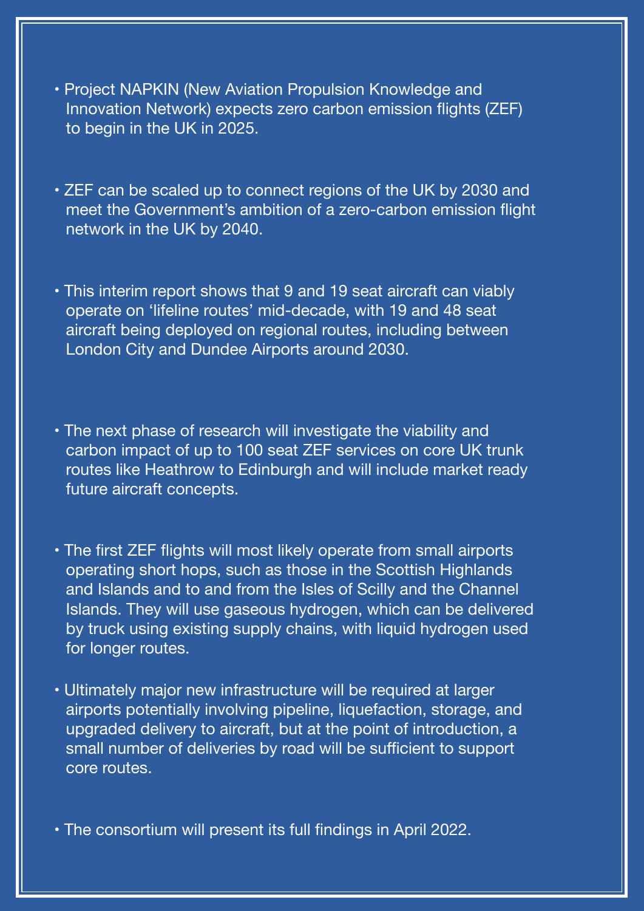- Project NAPKIN (New Aviation Propulsion Knowledge and Innovation Network) expects zero carbon emission flights (ZEF) to begin in the UK in 2025.

- ZEF can be scaled up to connect regions of the UK by 2030 and meet the Government's ambition of a zero-carbon emission flight network in the UK by 2040.

- This interim report shows that 9 and 19 seat aircraft can viably operate on 'lifeline routes' mid-decade, with 19 and 48 seat aircraft being deployed on regional routes, including between London City and Dundee Airports around 2030.

- The next phase of research will investigate the viability and carbon impact of up to 100 seat ZEF services on core UK trunk routes like Heathrow to Edinburgh and will include market ready future aircraft concepts.

- The first ZEF flights will most likely operate from small airports operating short hops, such as those in the Scottish Highlands and Islands and to and from the Isles of Scilly and the Channel Islands. They will use gaseous hydrogen, which can be delivered by truck using existing supply chains, with liquid hydrogen used for longer routes.

- Ultimately major new infrastructure will be required at larger airports potentially involving pipeline, liquefaction, storage, and upgraded delivery to aircraft, but at the point of introduction, a small number of deliveries by road will be sufficient to support core routes.

- The consortium will present its full findings in April 2022.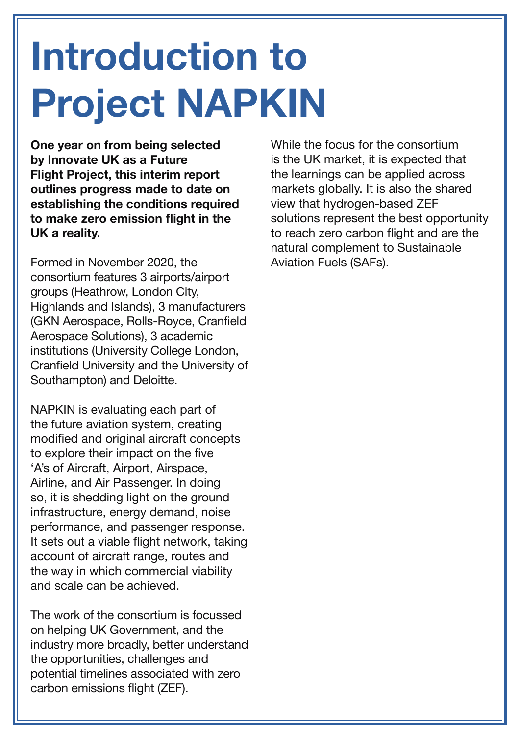# Introduction to Project NAPKIN

**One year on from being selected by Innovate UK as a Future Flight Project, this interim report outlines progress made to date on establishing the conditions required to make zero emission flight in the UK a reality.**

Formed in November 2020, the consortium features 3 airports/airport groups (Heathrow, London City, Highlands and Islands), 3 manufacturers (GKN Aerospace, Rolls-Royce, Cranfield Aerospace Solutions), 3 academic institutions (University College London, Cranfield University and the University of Southampton) and Deloitte.

NAPKIN is evaluating each part of the future aviation system, creating modified and original aircraft concepts to explore their impact on the five 'A's of Aircraft, Airport, Airspace, Airline, and Air Passenger. In doing so, it is shedding light on the ground infrastructure, energy demand, noise performance, and passenger response. It sets out a viable flight network, taking account of aircraft range, routes and the way in which commercial viability and scale can be achieved.

The work of the consortium is focussed on helping UK Government, and the industry more broadly, better understand the opportunities, challenges and potential timelines associated with zero carbon emissions flight (ZEF).

While the focus for the consortium is the UK market, it is expected that the learnings can be applied across markets globally. It is also the shared view that hydrogen-based ZEF solutions represent the best opportunity to reach zero carbon flight and are the natural complement to Sustainable Aviation Fuels (SAFs).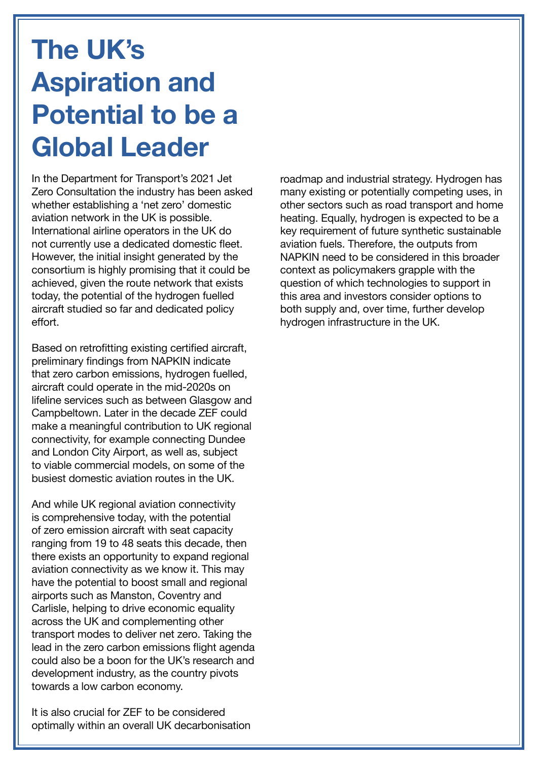# The UK's Aspiration and Potential to be a Global Leader

In the Department for Transport's 2021 Jet Zero Consultation the industry has been asked whether establishing a 'net zero' domestic aviation network in the UK is possible. International airline operators in the UK do not currently use a dedicated domestic fleet. However, the initial insight generated by the consortium is highly promising that it could be achieved, given the route network that exists today, the potential of the hydrogen fuelled aircraft studied so far and dedicated policy effort.

Based on retrofitting existing certified aircraft, preliminary findings from NAPKIN indicate that zero carbon emissions, hydrogen fuelled, aircraft could operate in the mid-2020s on lifeline services such as between Glasgow and Campbeltown. Later in the decade ZEF could make a meaningful contribution to UK regional connectivity, for example connecting Dundee and London City Airport, as well as, subject to viable commercial models, on some of the busiest domestic aviation routes in the UK.

And while UK regional aviation connectivity is comprehensive today, with the potential of zero emission aircraft with seat capacity ranging from 19 to 48 seats this decade, then there exists an opportunity to expand regional aviation connectivity as we know it. This may have the potential to boost small and regional airports such as Manston, Coventry and Carlisle, helping to drive economic equality across the UK and complementing other transport modes to deliver net zero. Taking the lead in the zero carbon emissions flight agenda could also be a boon for the UK's research and development industry, as the country pivots towards a low carbon economy.

It is also crucial for ZEF to be considered optimally within an overall UK decarbonisation roadmap and industrial strategy. Hydrogen has many existing or potentially competing uses, in other sectors such as road transport and home heating. Equally, hydrogen is expected to be a key requirement of future synthetic sustainable aviation fuels. Therefore, the outputs from NAPKIN need to be considered in this broader context as policymakers grapple with the question of which technologies to support in this area and investors consider options to both supply and, over time, further develop hydrogen infrastructure in the UK.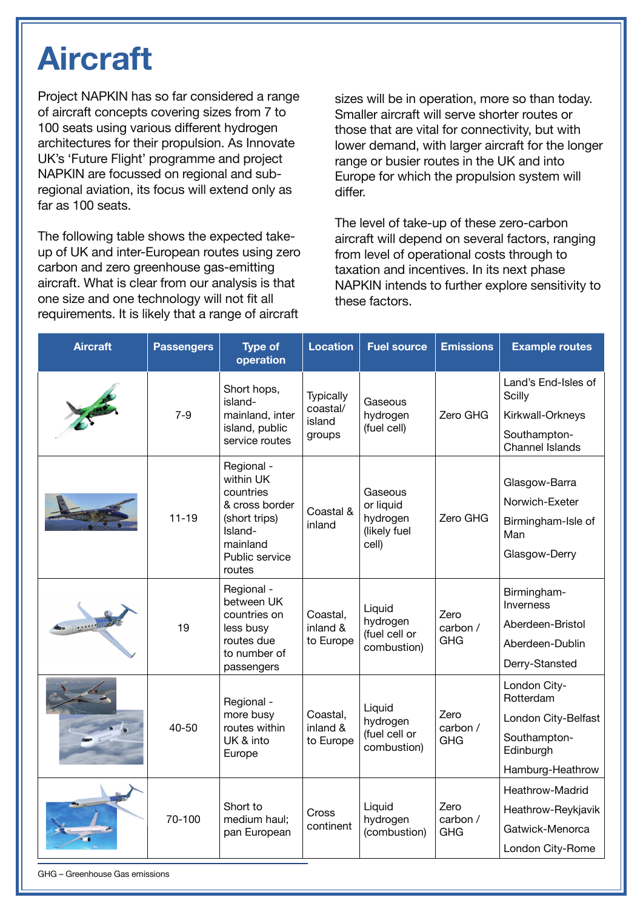# Aircraft

Project NAPKIN has so far considered a range of aircraft concepts covering sizes from 7 to 100 seats using various different hydrogen architectures for their propulsion. As Innovate UK's 'Future Flight' programme and project NAPKIN are focussed on regional and sub-regional aviation, its focus will extend only as far as 100 seats.

The following table shows the expected take-up of UK and inter-European routes using zero carbon and zero greenhouse gas-emitting aircraft. What is clear from our analysis is that one size and one technology will not fit all requirements. It is likely that a range of aircraft sizes will be in operation, more so than today. Smaller aircraft will serve shorter routes or those that are vital for connectivity, but with lower demand, with larger aircraft for the longer range or busier routes in the UK and into Europe for which the propulsion system will differ.

The level of take-up of these zero-carbon aircraft will depend on several factors, ranging from level of operational costs through to taxation and incentives. In its next phase NAPKIN intends to further explore sensitivity to these factors.

| Aircraft | Passengers | Type of operation | Location | Fuel source | Emissions | Example routes |
|---|---|---|---|---|---|---|
| | 7-9 | Short hops, island-mainland, inter island, public service routes | Typically coastal/ island groups | Gaseous hydrogen (fuel cell) | Zero GHG | Land's End-Isles of Scilly<br>Kirkwall-Orkneys<br>Southampton-Channel Islands |
| | 11-19 | Regional - within UK countries & cross border (short trips) Island-mainland Public service routes | Coastal & inland | Gaseous or liquid hydrogen (likely fuel cell) | Zero GHG | Glasgow-Barra<br>Norwich-Exeter<br>Birmingham-Isle of Man<br>Glasgow-Derry |
| | 19 | Regional - between UK countries on less busy routes due to number of passengers | Coastal, inland & to Europe | Liquid hydrogen (fuel cell or combustion) | Zero carbon / GHG | Birmingham-Inverness<br>Aberdeen-Bristol<br>Aberdeen-Dublin<br>Derry-Stansted |
| | 40-50 | Regional - more busy routes within UK & into Europe | Coastal, inland & to Europe | Liquid hydrogen (fuel cell or combustion) | Zero carbon / GHG | London City-Rotterdam<br>London City-Belfast<br>Southampton-Edinburgh<br>Hamburg-Heathrow |
| | 70-100 | Short to medium haul; pan European | Cross continent | Liquid hydrogen (combustion) | Zero carbon / GHG | Heathrow-Madrid<br>Heathrow-Reykjavik<br>Gatwick-Menorca<br>London City-Rome |

GHG – Greenhouse Gas emissions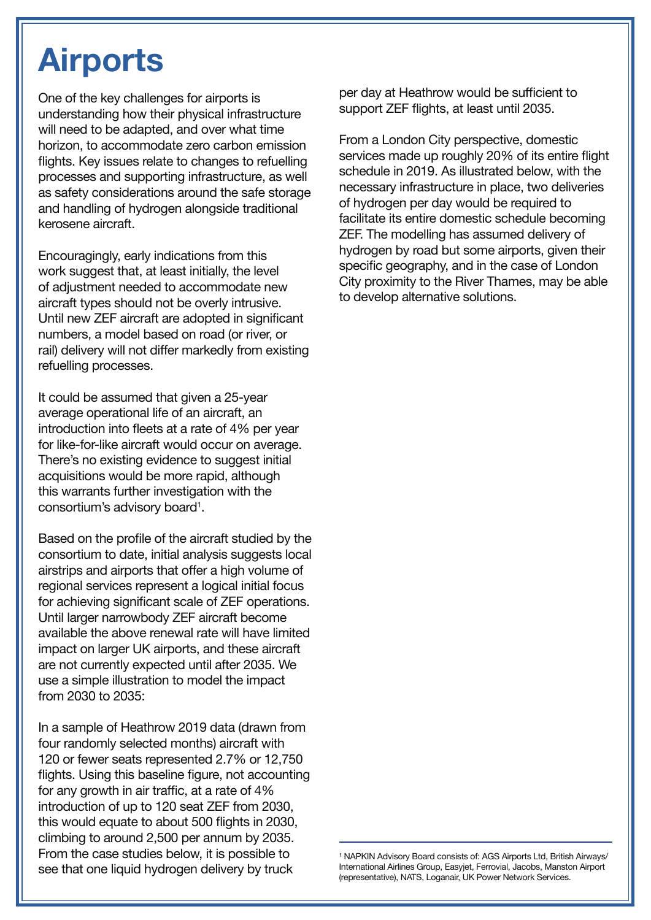# Airports

One of the key challenges for airports is understanding how their physical infrastructure will need to be adapted, and over what time horizon, to accommodate zero carbon emission flights. Key issues relate to changes to refuelling processes and supporting infrastructure, as well as safety considerations around the safe storage and handling of hydrogen alongside traditional kerosene aircraft.

Encouragingly, early indications from this work suggest that, at least initially, the level of adjustment needed to accommodate new aircraft types should not be overly intrusive. Until new ZEF aircraft are adopted in significant numbers, a model based on road (or river, or rail) delivery will not differ markedly from existing refuelling processes.

It could be assumed that given a 25-year average operational life of an aircraft, an introduction into fleets at a rate of 4% per year for like-for-like aircraft would occur on average. There's no existing evidence to suggest initial acquisitions would be more rapid, although this warrants further investigation with the consortium's advisory board[1].

Based on the profile of the aircraft studied by the consortium to date, initial analysis suggests local airstrips and airports that offer a high volume of regional services represent a logical initial focus for achieving significant scale of ZEF operations. Until larger narrowbody ZEF aircraft become available the above renewal rate will have limited impact on larger UK airports, and these aircraft are not currently expected until after 2035. We use a simple illustration to model the impact from 2030 to 2035:

In a sample of Heathrow 2019 data (drawn from four randomly selected months) aircraft with 120 or fewer seats represented 2.7% or 12,750 flights. Using this baseline figure, not accounting for any growth in air traffic, at a rate of 4% introduction of up to 120 seat ZEF from 2030, this would equate to about 500 flights in 2030, climbing to around 2,500 per annum by 2035. From the case studies below, it is possible to see that one liquid hydrogen delivery by truck per day at Heathrow would be sufficient to support ZEF flights, at least until 2035.

From a London City perspective, domestic services made up roughly 20% of its entire flight schedule in 2019. As illustrated below, with the necessary infrastructure in place, two deliveries of hydrogen per day would be required to facilitate its entire domestic schedule becoming ZEF. The modelling has assumed delivery of hydrogen by road but some airports, given their specific geography, and in the case of London City proximity to the River Thames, may be able to develop alternative solutions.

---

[1] NAPKIN Advisory Board consists of: AGS Airports Ltd, British Airways/International Airlines Group, Easyjet, Ferrovial, Jacobs, Manston Airport (representative), NATS, Loganair, UK Power Network Services.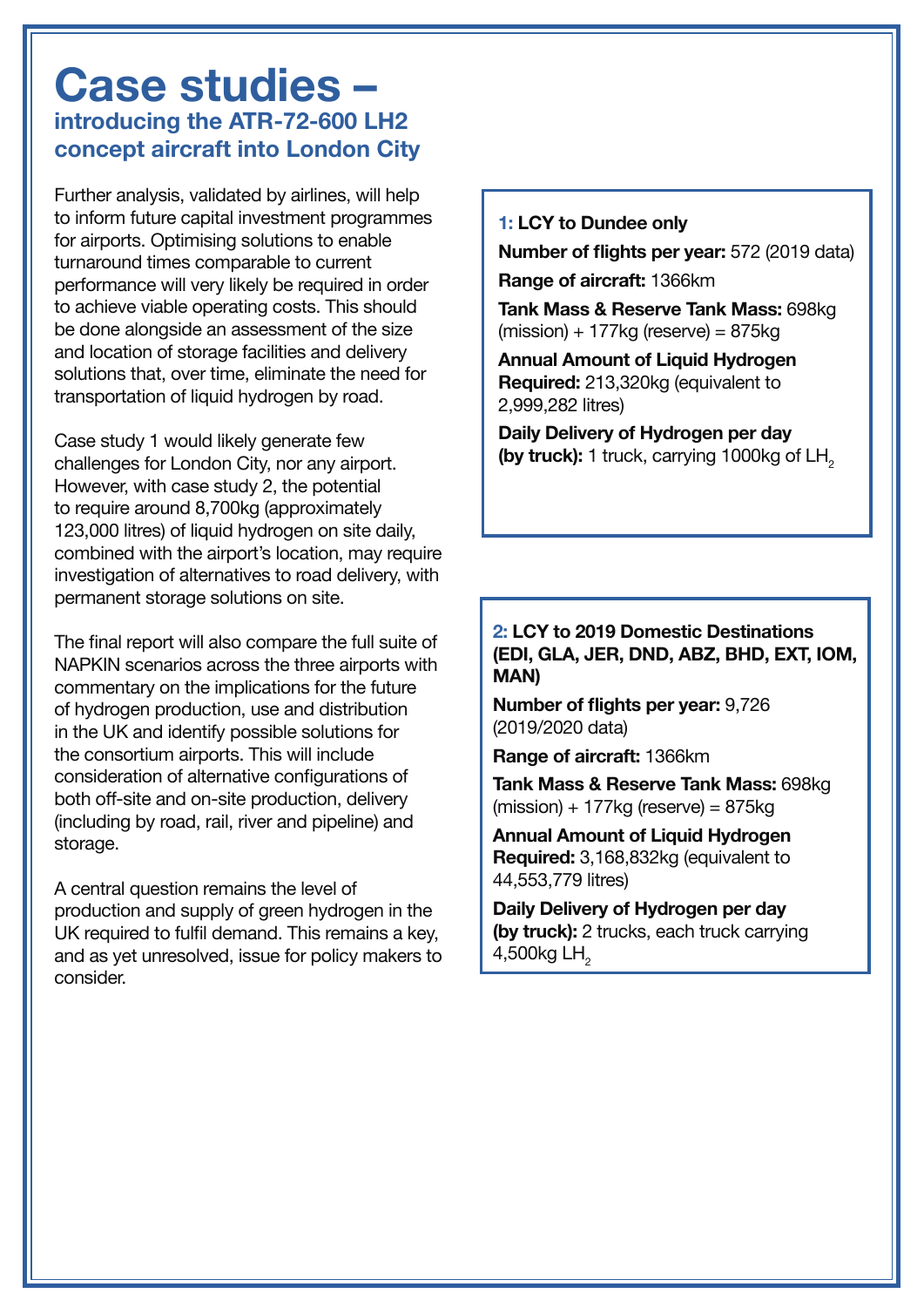# Case studies –

## introducing the ATR-72-600 LH2 concept aircraft into London City

Further analysis, validated by airlines, will help to inform future capital investment programmes for airports. Optimising solutions to enable turnaround times comparable to current performance will very likely be required in order to achieve viable operating costs. This should be done alongside an assessment of the size and location of storage facilities and delivery solutions that, over time, eliminate the need for transportation of liquid hydrogen by road.

Case study 1 would likely generate few challenges for London City, nor any airport. However, with case study 2, the potential to require around 8,700kg (approximately 123,000 litres) of liquid hydrogen on site daily, combined with the airport's location, may require investigation of alternatives to road delivery, with permanent storage solutions on site.

The final report will also compare the full suite of NAPKIN scenarios across the three airports with commentary on the implications for the future of hydrogen production, use and distribution in the UK and identify possible solutions for the consortium airports. This will include consideration of alternative configurations of both off-site and on-site production, delivery (including by road, rail, river and pipeline) and storage.

A central question remains the level of production and supply of green hydrogen in the UK required to fulfil demand. This remains a key, and as yet unresolved, issue for policy makers to consider.

**1: LCY to Dundee only**

**Number of flights per year:** 572 (2019 data)

**Range of aircraft:** 1366km

**Tank Mass & Reserve Tank Mass:** 698kg (mission) + 177kg (reserve) = 875kg

**Annual Amount of Liquid Hydrogen Required:** 213,320kg (equivalent to 2,999,282 litres)

**Daily Delivery of Hydrogen per day (by truck):** 1 truck, carrying 1000kg of $LH_2$

**2: LCY to 2019 Domestic Destinations (EDI, GLA, JER, DND, ABZ, BHD, EXT, IOM, MAN)**

**Number of flights per year:** 9,726 (2019/2020 data)

**Range of aircraft:** 1366km

**Tank Mass & Reserve Tank Mass:** 698kg (mission) + 177kg (reserve) = 875kg

**Annual Amount of Liquid Hydrogen Required:** 3,168,832kg (equivalent to 44,553,779 litres)

**Daily Delivery of Hydrogen per day (by truck):** 2 trucks, each truck carrying 4,500kg $LH_2$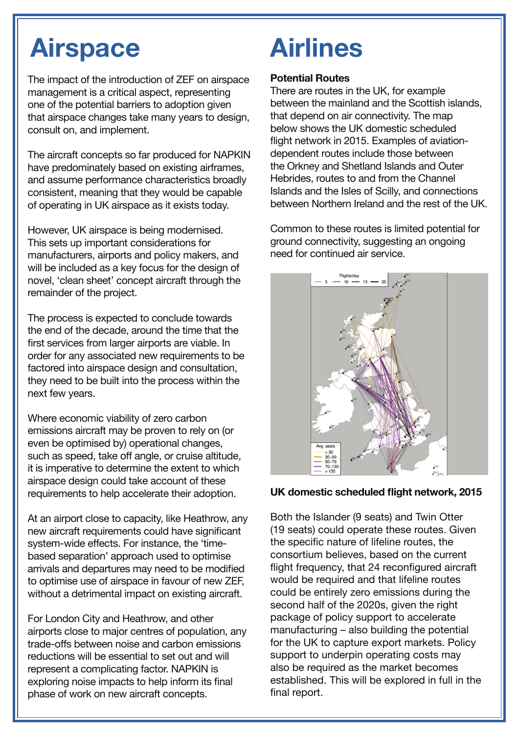# Airspace

The impact of the introduction of ZEF on airspace management is a critical aspect, representing one of the potential barriers to adoption given that airspace changes take many years to design, consult on, and implement.

The aircraft concepts so far produced for NAPKIN have predominately based on existing airframes, and assume performance characteristics broadly consistent, meaning that they would be capable of operating in UK airspace as it exists today.

However, UK airspace is being modernised. This sets up important considerations for manufacturers, airports and policy makers, and will be included as a key focus for the design of novel, 'clean sheet' concept aircraft through the remainder of the project.

The process is expected to conclude towards the end of the decade, around the time that the first services from larger airports are viable. In order for any associated new requirements to be factored into airspace design and consultation, they need to be built into the process within the next few years.

Where economic viability of zero carbon emissions aircraft may be proven to rely on (or even be optimised by) operational changes, such as speed, take off angle, or cruise altitude, it is imperative to determine the extent to which airspace design could take account of these requirements to help accelerate their adoption.

At an airport close to capacity, like Heathrow, any new aircraft requirements could have significant system-wide effects. For instance, the 'time-based separation' approach used to optimise arrivals and departures may need to be modified to optimise use of airspace in favour of new ZEF, without a detrimental impact on existing aircraft.

For London City and Heathrow, and other airports close to major centres of population, any trade-offs between noise and carbon emissions reductions will be essential to set out and will represent a complicating factor. NAPKIN is exploring noise impacts to help inform its final phase of work on new aircraft concepts.

# Airlines

**Potential Routes**

There are routes in the UK, for example between the mainland and the Scottish islands, that depend on air connectivity. The map below shows the UK domestic scheduled flight network in 2015. Examples of aviation-dependent routes include those between the Orkney and Shetland Islands and Outer Hebrides, routes to and from the Channel Islands and the Isles of Scilly, and connections between Northern Ireland and the rest of the UK.

Common to these routes is limited potential for ground connectivity, suggesting an ongoing need for continued air service.

**UK domestic scheduled flight network, 2015**

Both the Islander (9 seats) and Twin Otter (19 seats) could operate these routes. Given the specific nature of lifeline routes, the consortium believes, based on the current flight frequency, that 24 reconfigured aircraft would be required and that lifeline routes could be entirely zero emissions during the second half of the 2020s, given the right package of policy support to accelerate manufacturing – also building the potential for the UK to capture export markets. Policy support to underpin operating costs may also be required as the market becomes established. This will be explored in full in the final report.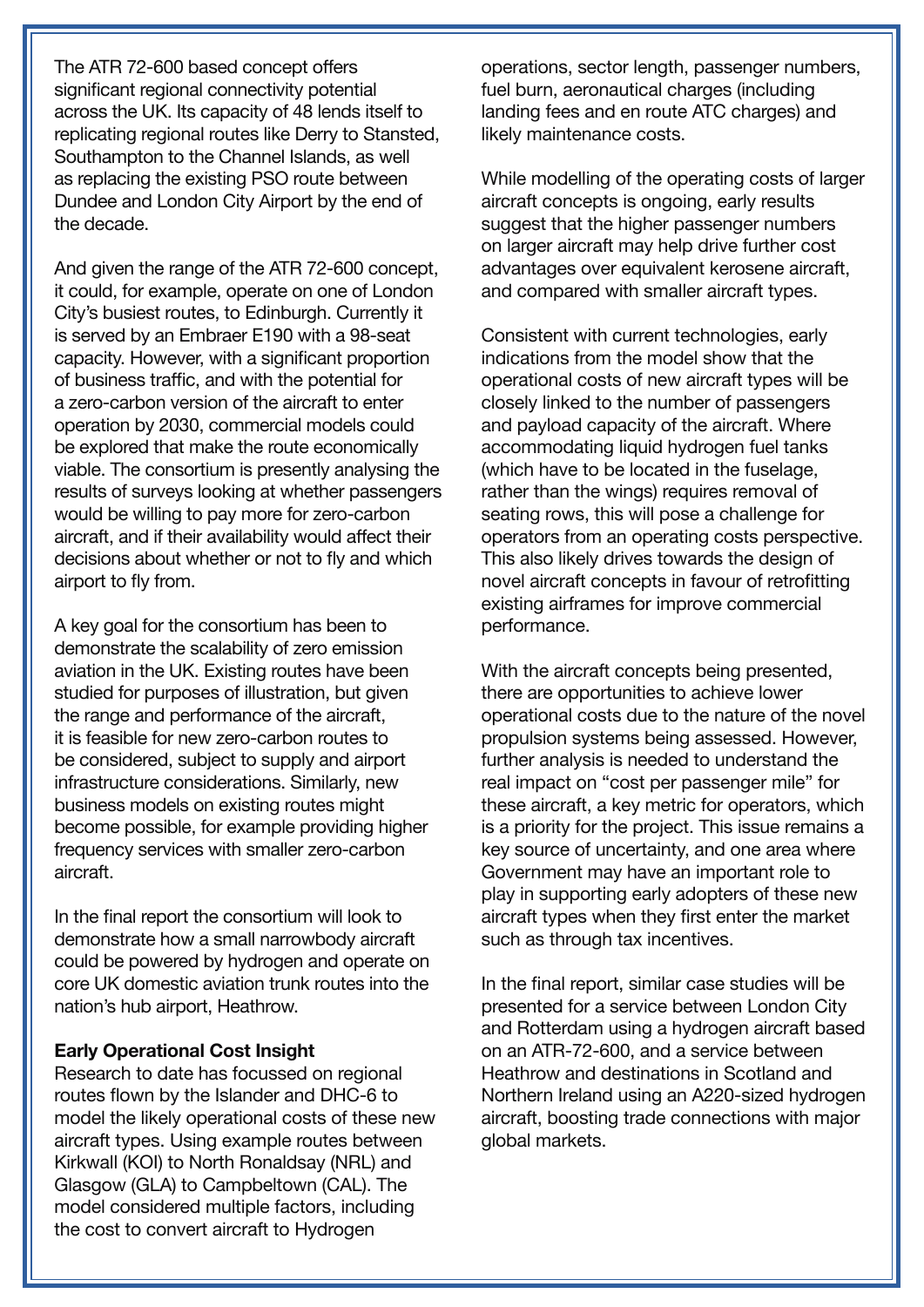The ATR 72-600 based concept offers significant regional connectivity potential across the UK. Its capacity of 48 lends itself to replicating regional routes like Derry to Stansted, Southampton to the Channel Islands, as well as replacing the existing PSO route between Dundee and London City Airport by the end of the decade.

And given the range of the ATR 72-600 concept, it could, for example, operate on one of London City's busiest routes, to Edinburgh. Currently it is served by an Embraer E190 with a 98-seat capacity. However, with a significant proportion of business traffic, and with the potential for a zero-carbon version of the aircraft to enter operation by 2030, commercial models could be explored that make the route economically viable. The consortium is presently analysing the results of surveys looking at whether passengers would be willing to pay more for zero-carbon aircraft, and if their availability would affect their decisions about whether or not to fly and which airport to fly from.

A key goal for the consortium has been to demonstrate the scalability of zero emission aviation in the UK. Existing routes have been studied for purposes of illustration, but given the range and performance of the aircraft, it is feasible for new zero-carbon routes to be considered, subject to supply and airport infrastructure considerations. Similarly, new business models on existing routes might become possible, for example providing higher frequency services with smaller zero-carbon aircraft.

In the final report the consortium will look to demonstrate how a small narrowbody aircraft could be powered by hydrogen and operate on core UK domestic aviation trunk routes into the nation's hub airport, Heathrow.

**Early Operational Cost Insight**

Research to date has focussed on regional routes flown by the Islander and DHC-6 to model the likely operational costs of these new aircraft types. Using example routes between Kirkwall (KOI) to North Ronaldsay (NRL) and Glasgow (GLA) to Campbeltown (CAL). The model considered multiple factors, including the cost to convert aircraft to Hydrogen operations, sector length, passenger numbers, fuel burn, aeronautical charges (including landing fees and en route ATC charges) and likely maintenance costs.

While modelling of the operating costs of larger aircraft concepts is ongoing, early results suggest that the higher passenger numbers on larger aircraft may help drive further cost advantages over equivalent kerosene aircraft, and compared with smaller aircraft types.

Consistent with current technologies, early indications from the model show that the operational costs of new aircraft types will be closely linked to the number of passengers and payload capacity of the aircraft. Where accommodating liquid hydrogen fuel tanks (which have to be located in the fuselage, rather than the wings) requires removal of seating rows, this will pose a challenge for operators from an operating costs perspective. This also likely drives towards the design of novel aircraft concepts in favour of retrofitting existing airframes for improve commercial performance.

With the aircraft concepts being presented, there are opportunities to achieve lower operational costs due to the nature of the novel propulsion systems being assessed. However, further analysis is needed to understand the real impact on "cost per passenger mile" for these aircraft, a key metric for operators, which is a priority for the project. This issue remains a key source of uncertainty, and one area where Government may have an important role to play in supporting early adopters of these new aircraft types when they first enter the market such as through tax incentives.

In the final report, similar case studies will be presented for a service between London City and Rotterdam using a hydrogen aircraft based on an ATR-72-600, and a service between Heathrow and destinations in Scotland and Northern Ireland using an A220-sized hydrogen aircraft, boosting trade connections with major global markets.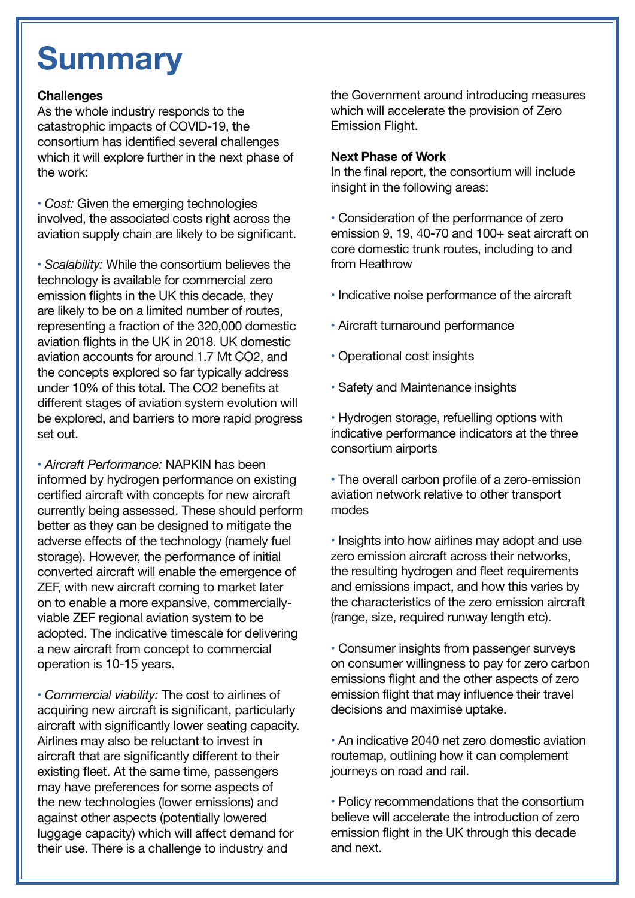# Summary

**Challenges**

As the whole industry responds to the catastrophic impacts of COVID-19, the consortium has identified several challenges which it will explore further in the next phase of the work:

- *Cost:* Given the emerging technologies involved, the associated costs right across the aviation supply chain are likely to be significant.

- *Scalability:* While the consortium believes the technology is available for commercial zero emission flights in the UK this decade, they are likely to be on a limited number of routes, representing a fraction of the 320,000 domestic aviation flights in the UK in 2018. UK domestic aviation accounts for around 1.7 Mt $CO_2$, and the concepts explored so far typically address under 10% of this total. The $CO_2$ benefits at different stages of aviation system evolution will be explored, and barriers to more rapid progress set out.

- *Aircraft Performance:* NAPKIN has been informed by hydrogen performance on existing certified aircraft with concepts for new aircraft currently being assessed. These should perform better as they can be designed to mitigate the adverse effects of the technology (namely fuel storage). However, the performance of initial converted aircraft will enable the emergence of ZEF, with new aircraft coming to market later on to enable a more expansive, commercially-viable ZEF regional aviation system to be adopted. The indicative timescale for delivering a new aircraft from concept to commercial operation is 10-15 years.

- *Commercial viability:* The cost to airlines of acquiring new aircraft is significant, particularly aircraft with significantly lower seating capacity. Airlines may also be reluctant to invest in aircraft that are significantly different to their existing fleet. At the same time, passengers may have preferences for some aspects of the new technologies (lower emissions) and against other aspects (potentially lowered luggage capacity) which will affect demand for their use. There is a challenge to industry and the Government around introducing measures which will accelerate the provision of Zero Emission Flight.

**Next Phase of Work**

In the final report, the consortium will include insight in the following areas:

- Consideration of the performance of zero emission 9, 19, 40-70 and 100+ seat aircraft on core domestic trunk routes, including to and from Heathrow

- Indicative noise performance of the aircraft

- Aircraft turnaround performance

- Operational cost insights

- Safety and Maintenance insights

- Hydrogen storage, refuelling options with indicative performance indicators at the three consortium airports

- The overall carbon profile of a zero-emission aviation network relative to other transport modes

- Insights into how airlines may adopt and use zero emission aircraft across their networks, the resulting hydrogen and fleet requirements and emissions impact, and how this varies by the characteristics of the zero emission aircraft (range, size, required runway length etc).

- Consumer insights from passenger surveys on consumer willingness to pay for zero carbon emissions flight and the other aspects of zero emission flight that may influence their travel decisions and maximise uptake.

- An indicative 2040 net zero domestic aviation routemap, outlining how it can complement journeys on road and rail.

- Policy recommendations that the consortium believe will accelerate the introduction of zero emission flight in the UK through this decade and next.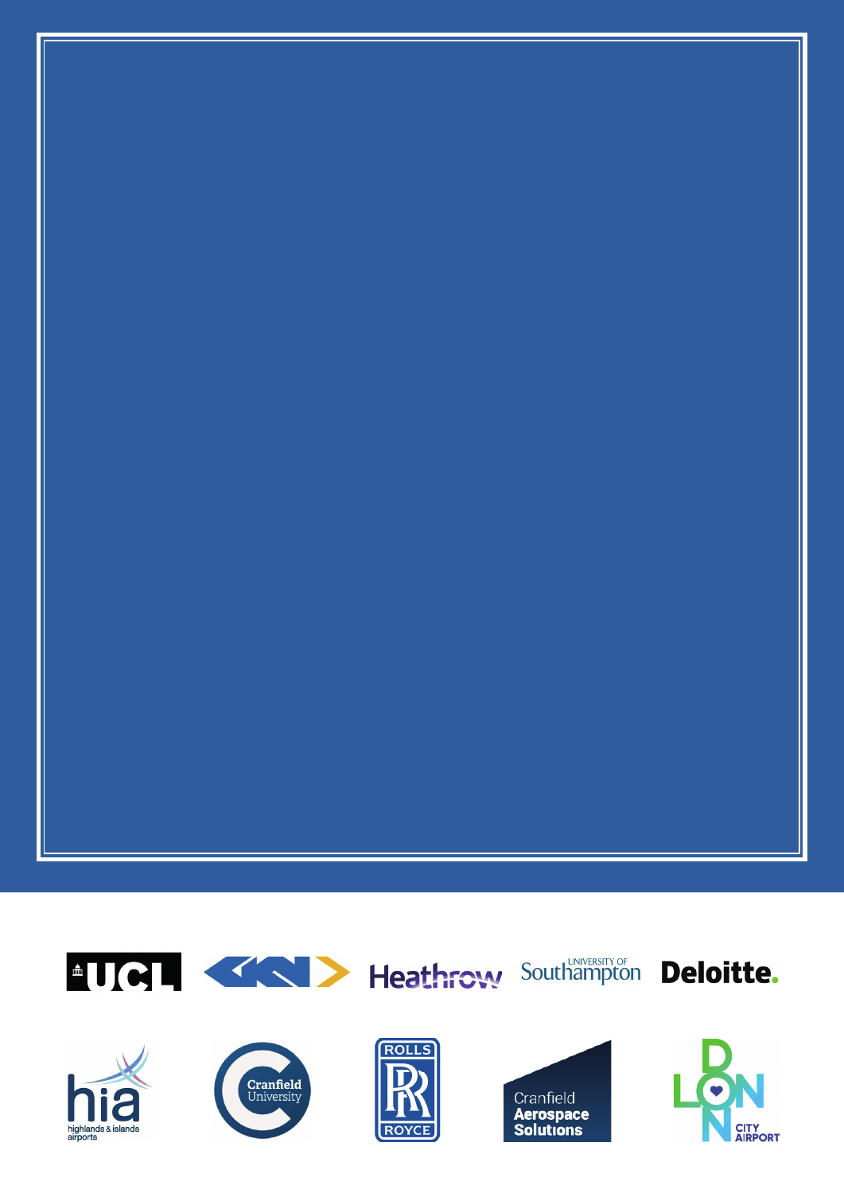UCL

GKN

Heathrow

University of Southampton

Deloitte.

hia highlands & islands airports

Cranfield University

ROLLS ROYCE

Cranfield Aerospace Solutions

LONDON CITY AIRPORT